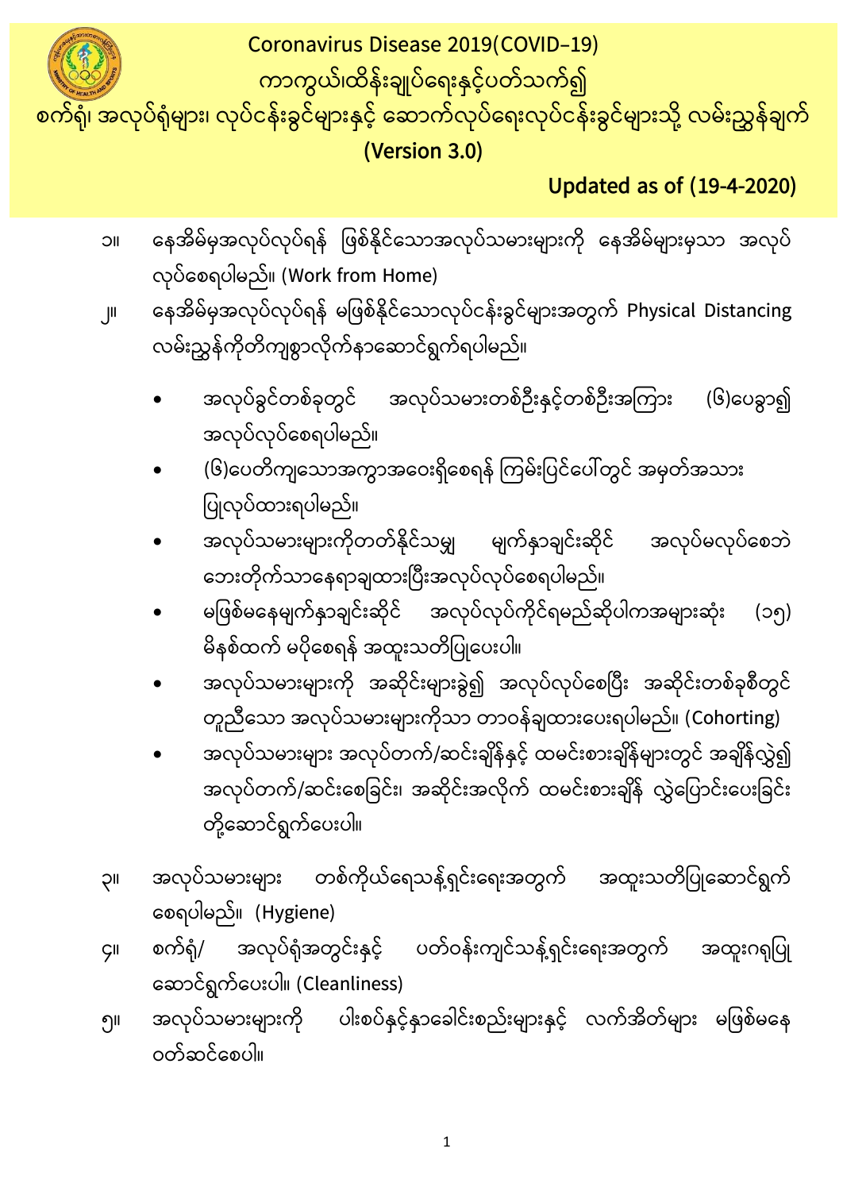# Coronavirus Disease 2019(COVID–19)

## ကာကွယ်၊ထိန်းချုပ်ရေးနှင့်ပတ်သက်၍

## စက်ရုံ၊ အလုပ်ရုံများ၊ လုပ်ငန်းခွင်များနှင့် ဆောက်လုပ်ရေးလုပ်ငန်းခွင်များသို့ လမ်းညွှန်ချက်

## (Version 3.0)

**Updated as of (19-4-2020)**

၁။ နေအိမ်မှအလုပ်လုပ်ရန် ဖြစ်နိုင်သောအလုပ်သမားများကို နေအိမ်များမှသာ အလုပ်လုပ်စေရပါမည်။ (Work from Home)

၂။ နေအိမ်မှအလုပ်လုပ်ရန် မဖြစ်နိုင်သောလုပ်ငန်းခွင်များအတွက် Physical Distancing လမ်းညွှန်ကိုတိကျစွာလိုက်နာဆောင်ရွက်ရပါမည်။

- အလုပ်ခွင်တစ်ခုတွင် အလုပ်သမားတစ်ဦးနှင့်တစ်ဦးအကြား (၆)ပေခွာ၍ အလုပ်လုပ်စေရပါမည်။
- (၆)ပေတိကျသောအကွာအဝေးရှိစေရန် ကြမ်းပြင်ပေါ်တွင် အမှတ်အသား ပြုလုပ်ထားရပါမည်။
- အလုပ်သမားများကိုတတ်နိုင်သမျှ မျက်နှာချင်းဆိုင် အလုပ်မလုပ်စေဘဲ ဘေးတိုက်သာနေရာချထားပြီးအလုပ်လုပ်စေရပါမည်။
- မဖြစ်မနေမျက်နှာချင်းဆိုင် အလုပ်လုပ်ကိုင်ရမည်ဆိုပါကအများဆုံး (၁၅) မိနစ်ထက် မပိုစေရန် အထူးသတိပြုပေးပါ။
- အလုပ်သမားများကို အဆိုင်းများခွဲ၍ အလုပ်လုပ်စေပြီး အဆိုင်းတစ်ခုစီတွင် တူညီသော အလုပ်သမားများကိုသာ တာဝန်ချထားပေးရပါမည်။ (Cohorting)
- အလုပ်သမားများ အလုပ်တက်/ဆင်းချိန်နှင့် ထမင်းစားချိန်များတွင် အချိန်လွှဲ၍ အလုပ်တက်/ဆင်းစေခြင်း၊ အဆိုင်းအလိုက် ထမင်းစားချိန် လွှဲပြောင်းပေးခြင်း တို့ဆောင်ရွက်ပေးပါ။

၃။ အလုပ်သမားများ တစ်ကိုယ်ရေသန့်ရှင်းရေးအတွက် အထူးသတိပြုဆောင်ရွက်စေရပါမည်။ (Hygiene)

၄။ စက်ရုံ/ အလုပ်ရုံအတွင်းနှင့် ပတ်ဝန်းကျင်သန့်ရှင်းရေးအတွက် အထူးဂရုပြုဆောင်ရွက်ပေးပါ။ (Cleanliness)

၅။ အလုပ်သမားများကို ပါးစပ်နှင့်နှာခေါင်းစည်းများနှင့် လက်အိတ်များ မဖြစ်မနေ ဝတ်ဆင်စေပါ။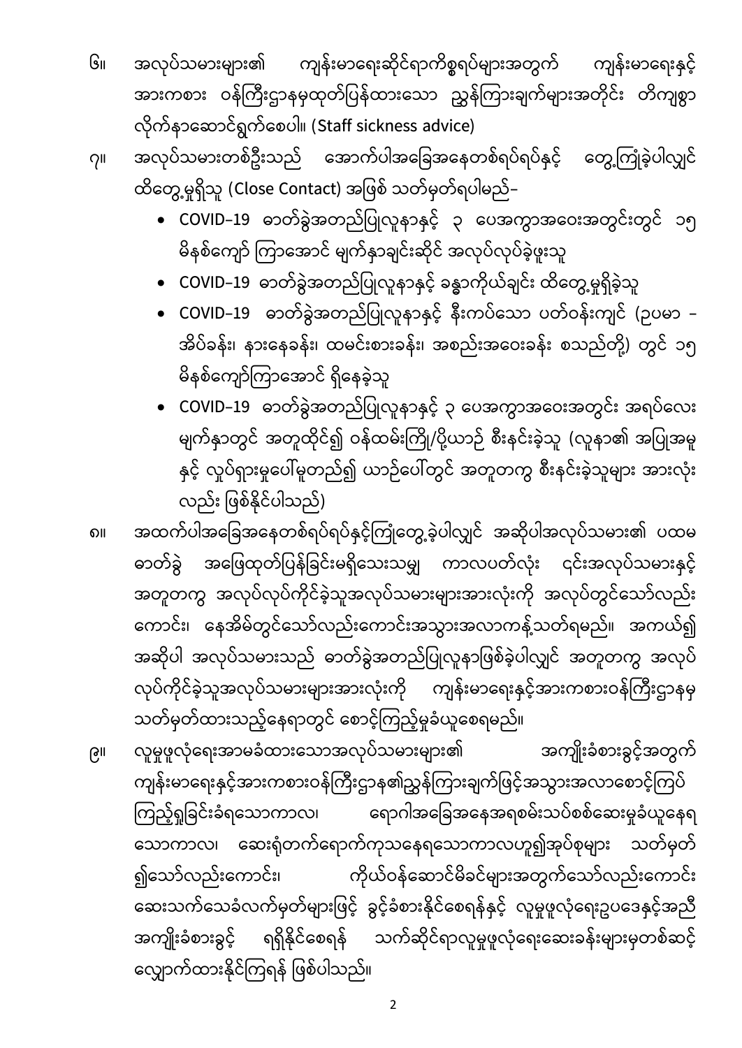၆။ အလုပ်သမားများ၏ ကျန်းမာရေးဆိုင်ရာကိစ္စရပ်များအတွက် ကျန်းမာရေးနှင့်အားကစား ဝန်ကြီးဌာနမှထုတ်ပြန်ထားသော ညွှန်ကြားချက်များအတိုင်း တိကျစွာလိုက်နာဆောင်ရွက်စေပါ။ (Staff sickness advice)

၇။ အလုပ်သမားတစ်ဦးသည် အောက်ပါအခြေအနေတစ်ရပ်ရပ်နှင့် တွေ့ကြုံခဲ့ပါလျှင် ထိတွေ့မှုရှိသူ (Close Contact) အဖြစ် သတ်မှတ်ပါမည်–

- COVID–19 ဓာတ်ခွဲအတည်ပြုလူနာနှင့် ၃ ပေအကွာအဝေးအတွင်းတွင် ၁၅ မိနစ်ကျော် ကြာအောင် မျက်နှာချင်းဆိုင် အလုပ်လုပ်ခဲ့ဖူးသူ
- COVID–19 ဓာတ်ခွဲအတည်ပြုလူနာနှင့် ခန္ဓာကိုယ်ချင်း ထိတွေ့မှုရှိခဲ့သူ
- COVID–19 ဓာတ်ခွဲအတည်ပြုလူနာနှင့် နီးကပ်သော ပတ်ဝန်းကျင် (ဥပမာ – အိပ်ခန်း၊ နားနေခန်း၊ ထမင်းစားခန်း၊ အစည်းအဝေးခန်း စသည်တို့) တွင် ၁၅ မိနစ်ကျော်ကြာအောင် ရှိနေခဲ့သူ
- COVID–19 ဓာတ်ခွဲအတည်ပြုလူနာနှင့် ၃ ပေအကွာအဝေးအတွင်း အရပ်လေးမျက်နှာတွင် အတူထိုင်၍ ဝန်ထမ်းကြို/ပို့ယာဉ် စီးနင်းခဲ့သူ (လူနာ၏ အပြုအမူနှင့် လှုပ်ရှားမှုပေါ်မူတည်၍ ယာဉ်ပေါ်တွင် အတူတကွ စီးနင်းခဲ့သူများ အားလုံးလည်း ဖြစ်နိုင်ပါသည်)

၈။ အထက်ပါအခြေအနေတစ်ရပ်ရပ်နှင့်ကြုံတွေ့ခဲ့ပါလျှင် အဆိုပါအလုပ်သမား၏ ပထမဓာတ်ခွဲ အဖြေထုတ်ပြန်ခြင်းမရှိသေးသမျှ ကာလပတ်လုံး ၎င်းအလုပ်သမားနှင့်အတူတကွ အလုပ်လုပ်ကိုင်ခဲ့သူအလုပ်သမားများအားလုံးကို အလုပ်တွင်သော်လည်းကောင်း၊ နေအိမ်တွင်သော်လည်းကောင်းအသွားအလာကန့်သတ်ရမည်။ အကယ်၍ အဆိုပါ အလုပ်သမားသည် ဓာတ်ခွဲအတည်ပြုလူနာဖြစ်ခဲ့ပါလျှင် အတူတကွ အလုပ်လုပ်ကိုင်ခဲ့သူအလုပ်သမားများအားလုံးကို ကျန်းမာရေးနှင့်အားကစားဝန်ကြီးဌာနမှ သတ်မှတ်ထားသည့်နေရာတွင် စောင့်ကြည့်မှုခံယူစေရမည်။

၉။ လူမှုဖူလုံရေးအာမခံထားသောအလုပ်သမားများ၏ အကျိုးခံစားခွင့်အတွက် ကျန်းမာရေးနှင့်အားကစားဝန်ကြီးဌာန၏ညွှန်ကြားချက်ဖြင့်အသွားအလာစောင့်ကြပ်ကြည့်ရှုခြင်းခံရသောကာလ၊ ရောဂါအခြေအနေအရစမ်းသပ်စစ်ဆေးမှုခံယူနေရသောကာလ၊ ဆေးရုံတက်ရောက်ကုသနေရသောကာလဟူ၍အုပ်စုများ သတ်မှတ်၍သော်လည်းကောင်း၊ ကိုယ်ဝန်ဆောင်မိခင်များအတွက်သော်လည်းကောင်း ဆေးသက်သေခံလက်မှတ်များဖြင့် ခွင့်ခံစားနိုင်စေရန်နှင့် လူမှုဖူလုံရေးဥပဒေနှင့်အညီ အကျိုးခံစားခွင့် ရရှိနိုင်စေရန် သက်ဆိုင်ရာလူမှုဖူလုံရေးဆေးခန်းများမှတစ်ဆင့် လျှောက်ထားနိုင်ကြရန် ဖြစ်ပါသည်။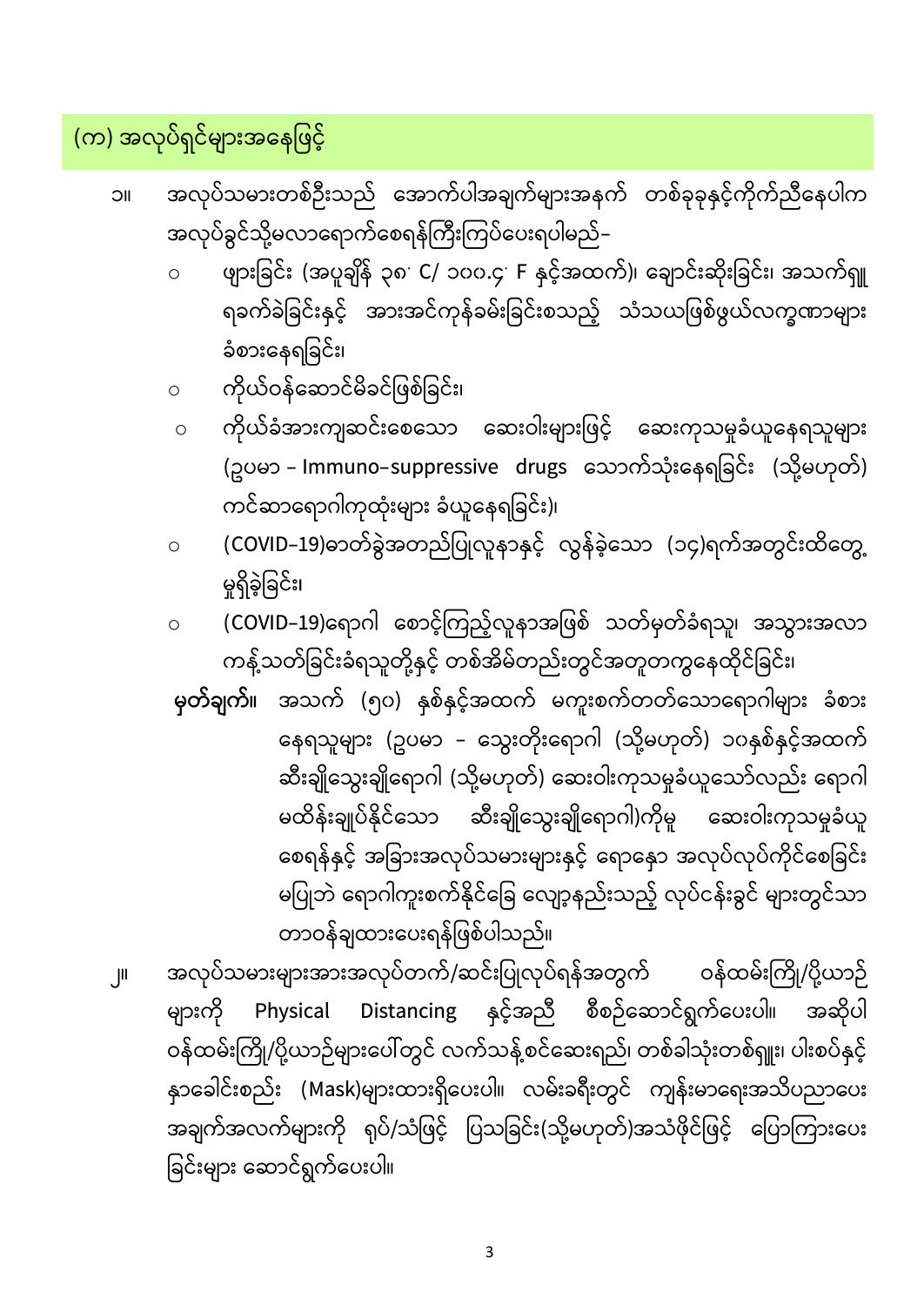## (က) အလုပ်ရှင်များအနေဖြင့်

၁။ အလုပ်သမားတစ်ဦးသည် အောက်ပါအချက်များအနက် တစ်ခုခုနှင့်ကိုက်ညီနေပါက အလုပ်ခွင်သို့မလာရောက်စေရန်ကြီးကြပ်ပေးရပါမည်–

- ဖျားခြင်း (အပူချိန် ၃၈˚ C/ ၁၀၀.၄˚ F နှင့်အထက်)၊ ချောင်းဆိုးခြင်း၊ အသက်ရှူရခက်ခဲခြင်းနှင့် အားအင်ကုန်ခမ်းခြင်းစသည့် သံသယဖြစ်ဖွယ်လက္ခဏာများ ခံစားနေရခြင်း၊
- ကိုယ်ဝန်ဆောင်မိခင်ဖြစ်ခြင်း၊
- ကိုယ်ခံအားကျဆင်းစေသော ဆေးဝါးများဖြင့် ဆေးကုသမှုခံယူနေရသူများ (ဥပမာ – Immuno–suppressive drugs သောက်သုံးနေရခြင်း (သို့မဟုတ်) ကင်ဆာရောဂါကုထုံးများ ခံယူနေရခြင်း)၊
- (COVID–19)ဓာတ်ခွဲအတည်ပြုလူနာနှင့် လွန်ခဲ့သော (၁၄)ရက်အတွင်းထိတွေ့မှုရှိခဲ့ခြင်း၊
- (COVID–19)ရောဂါ စောင့်ကြည့်လူနာအဖြစ် သတ်မှတ်ခံရသူ၊ အသွားအလာကန့်သတ်ခြင်းခံရသူတို့နှင့် တစ်အိမ်တည်းတွင်အတူတကွနေထိုင်ခြင်း၊

**မှတ်ချက်။** အသက် (၅၀) နှစ်နှင့်အထက် မကူးစက်တတ်သောရောဂါများ ခံစားနေရသူများ (ဥပမာ – သွေးတိုးရောဂါ (သို့မဟုတ်) ၁၀နှစ်နှင့်အထက် ဆီးချိုသွေးချိုရောဂါ (သို့မဟုတ်) ဆေးဝါးကုသမှုခံယူသော်လည်း ရောဂါမထိန်းချုပ်နိုင်သော ဆီးချိုသွေးချိုရောဂါ)ကိုမူ ဆေးဝါးကုသမှုခံယူစေရန်နှင့် အခြားအလုပ်သမားများနှင့် ရောနှော အလုပ်လုပ်ကိုင်စေခြင်း မပြုဘဲ ရောဂါကူးစက်နိုင်ခြေ လျော့နည်းသည့် လုပ်ငန်းခွင် များတွင်သာ တာဝန်ချထားပေးရန်ဖြစ်ပါသည်။

၂။ အလုပ်သမားများအားအလုပ်တက်/ဆင်းပြုလုပ်ရန်အတွက် ဝန်ထမ်းကြို/ပို့ယာဉ်များကို Physical Distancing နှင့်အညီ စီစဉ်ဆောင်ရွက်ပေးပါ။ အဆိုပါ ဝန်ထမ်းကြို/ပို့ယာဉ်များပေါ်တွင် လက်သန့်စင်ဆေးရည်၊ တစ်ခါသုံးတစ်ရှူး၊ ပါးစပ်နှင့်နှာခေါင်းစည်း (Mask)များထားရှိပေးပါ။ လမ်းခရီးတွင် ကျန်းမာရေးအသိပညာပေး အချက်အလက်များကို ရုပ်/သံဖြင့် ပြသခြင်း(သို့မဟုတ်)အသံဖိုင်ဖြင့် ပြောကြားပေးခြင်းများ ဆောင်ရွက်ပေးပါ။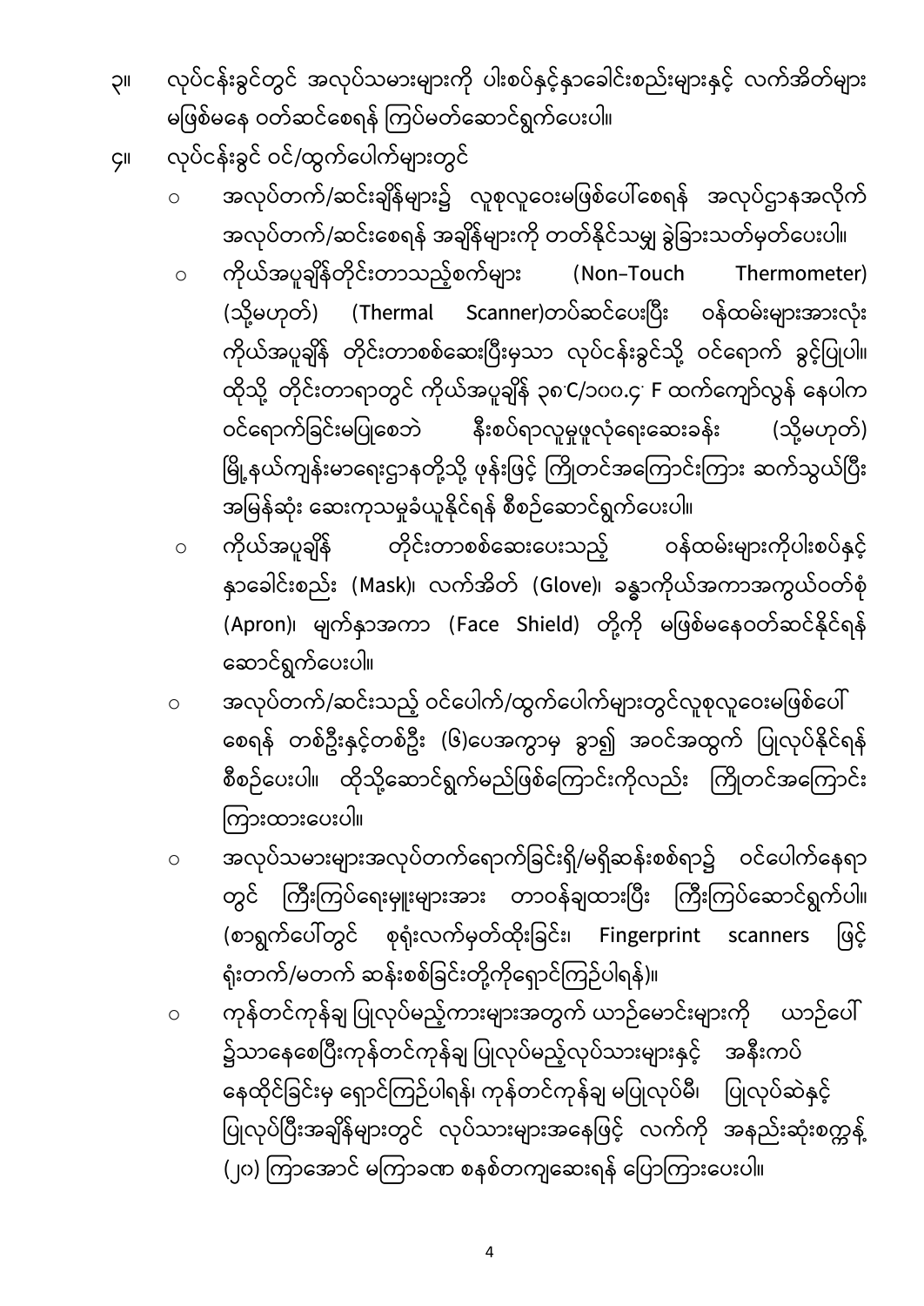၃။ လုပ်ငန်းခွင်တွင် အလုပ်သမားများကို ပါးစပ်နှင့်နှာခေါင်းစည်းများနှင့် လက်အိတ်များ မဖြစ်မနေ ဝတ်ဆင်စေရန် ကြပ်မတ်ဆောင်ရွက်ပေးပါ။

၄။ လုပ်ငန်းခွင် ဝင်/ထွက်ပေါက်များတွင်

- အလုပ်တက်/ဆင်းချိန်များ၌ လူစုလူဝေးမဖြစ်ပေါ်စေရန် အလုပ်ဌာနအလိုက် အလုပ်တက်/ဆင်းစေရန် အချိန်များကို တတ်နိုင်သမျှ ခွဲခြားသတ်မှတ်ပေးပါ။
- ကိုယ်အပူချိန်တိုင်းတာသည့်စက်များ (Non–Touch Thermometer) (သို့မဟုတ်) (Thermal Scanner)တပ်ဆင်ပေးပြီး ဝန်ထမ်းများအားလုံး ကိုယ်အပူချိန် တိုင်းတာစစ်ဆေးပြီးမှသာ လုပ်ငန်းခွင်သို့ ဝင်ရောက် ခွင့်ပြုပါ။ ထိုသို့ တိုင်းတာရာတွင် ကိုယ်အပူချိန် ၃၈˚C/၁၀၀.၄˚ F ထက်ကျော်လွန် နေပါက ဝင်ရောက်ခြင်းမပြုစေဘဲ နီးစပ်ရာလူမှုဖူလုံရေးဆေးခန်း (သို့မဟုတ်) မြို့နယ်ကျန်းမာရေးဌာနတို့သို့ ဖုန်းဖြင့် ကြိုတင်အကြောင်းကြား ဆက်သွယ်ပြီး အမြန်ဆုံး ဆေးကုသမှုခံယူနိုင်ရန် စီစဉ်ဆောင်ရွက်ပေးပါ။
- ကိုယ်အပူချိန် တိုင်းတာစစ်ဆေးပေးသည့် ဝန်ထမ်းများကိုပါးစပ်နှင့် နှာခေါင်းစည်း (Mask)၊ လက်အိတ် (Glove)၊ ခန္ဓာကိုယ်အကာအကွယ်ဝတ်စုံ (Apron)၊ မျက်နှာအကာ (Face Shield) တို့ကို မဖြစ်မနေဝတ်ဆင်နိုင်ရန် ဆောင်ရွက်ပေးပါ။
- အလုပ်တက်/ဆင်းသည့် ဝင်ပေါက်/ထွက်ပေါက်များတွင်လူစုလူဝေးမဖြစ်ပေါ် စေရန် တစ်ဦးနှင့်တစ်ဦး (၆)ပေအကွာမှ ခွာ၍ အဝင်အထွက် ပြုလုပ်နိုင်ရန် စီစဉ်ပေးပါ။ ထိုသို့ဆောင်ရွက်မည်ဖြစ်ကြောင်းကိုလည်း ကြိုတင်အကြောင်း ကြားထားပေးပါ။
- အလုပ်သမားများအလုပ်တက်ရောက်ခြင်းရှိ/မရှိဆန်းစစ်ရာ၌ ဝင်ပေါက်နေရာ တွင် ကြီးကြပ်ရေးမှူးများအား တာဝန်ချထားပြီး ကြီးကြပ်ဆောင်ရွက်ပါ။ (စာရွက်ပေါ်တွင် စုရုံးလက်မှတ်ထိုးခြင်း၊ Fingerprint scanners ဖြင့် ရုံးတက်/မတက် ဆန်းစစ်ခြင်းတို့ကိုရှောင်ကြဉ်ပါရန်)။
- ကုန်တင်ကုန်ချ ပြုလုပ်မည့်ကားများအတွက် ယာဉ်မောင်းများကို ယာဉ်ပေါ် ၌သာနေစေပြီးကုန်တင်ကုန်ချ ပြုလုပ်မည့်လုပ်သားများနှင့် အနီးကပ် နေထိုင်ခြင်းမှ ရှောင်ကြဉ်ပါရန်၊ ကုန်တင်ကုန်ချ မပြုလုပ်မီ၊ ပြုလုပ်ဆဲနှင့် ပြုလုပ်ပြီးအချိန်များတွင် လုပ်သားများအနေဖြင့် လက်ကို အနည်းဆုံးစက္ကန့် (၂၀) ကြာအောင် မကြာခဏ စနစ်တကျဆေးရန် ပြောကြားပေးပါ။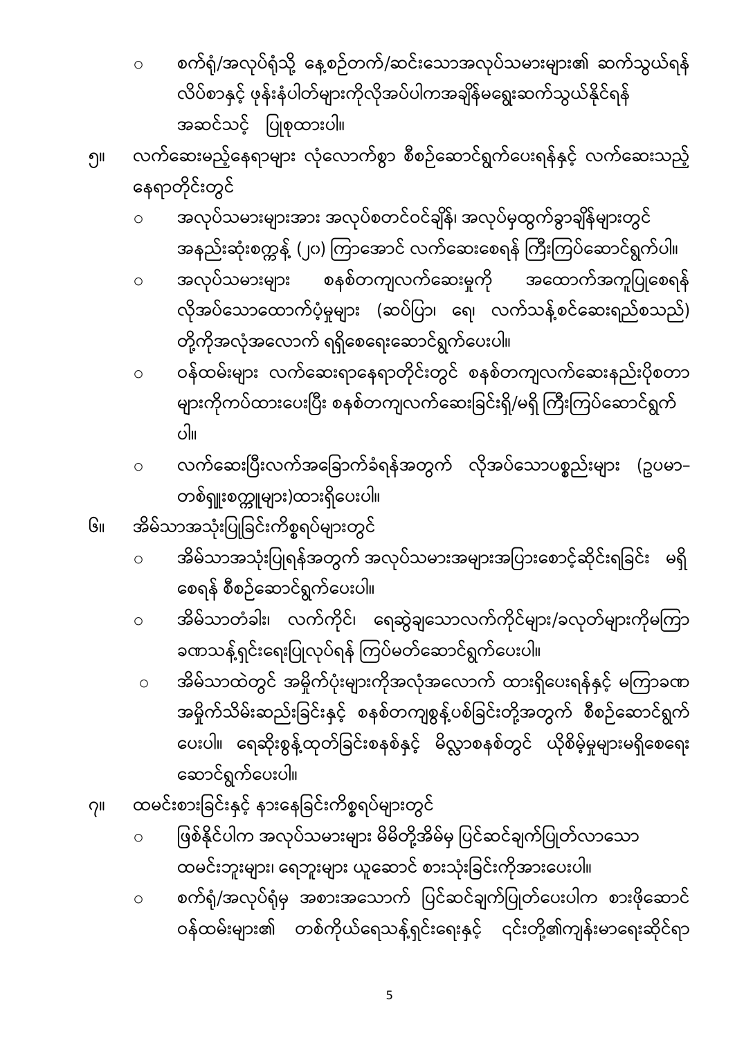- စက်ရုံ/အလုပ်ရုံသို့ နေ့စဉ်တက်/ဆင်းသောအလုပ်သမားများ၏ ဆက်သွယ်ရန်လိပ်စာနှင့် ဖုန်းနံပါတ်များကိုလိုအပ်ပါကအချိန်မရွေးဆက်သွယ်နိုင်ရန်အဆင်သင့် ပြုစုထားပါ။

၅။ လက်ဆေးမည့်နေရာများ လုံလောက်စွာ စီစဉ်ဆောင်ရွက်ပေးရန်နှင့် လက်ဆေးသည့်နေရာတိုင်းတွင်

- အလုပ်သမားများအား အလုပ်စတင်ဝင်ချိန်၊ အလုပ်မှထွက်ခွာချိန်များတွင် အနည်းဆုံးစက္ကန့် (၂၀) ကြာအောင် လက်ဆေးစေရန် ကြီးကြပ်ဆောင်ရွက်ပါ။
- အလုပ်သမားများ စနစ်တကျလက်ဆေးမှုကို အထောက်အကူပြုစေရန် လိုအပ်သောထောက်ပံ့မှုများ (ဆပ်ပြာ၊ ရေ၊ လက်သန့်စင်ဆေးရည်စသည်) တို့ကိုအလုံအလောက် ရရှိစေရေးဆောင်ရွက်ပေးပါ။
- ဝန်ထမ်းများ လက်ဆေးရာနေရာတိုင်းတွင် စနစ်တကျလက်ဆေးနည်းပိုစတာများကိုကပ်ထားပေးပြီး စနစ်တကျလက်ဆေးခြင်းရှိ/မရှိ ကြီးကြပ်ဆောင်ရွက်ပါ။
- လက်ဆေးပြီးလက်အခြောက်ခံရန်အတွက် လိုအပ်သောပစ္စည်းများ (ဥပမာ-တစ်ရှူးစက္ကူများ)ထားရှိပေးပါ။

၆။ အိမ်သာအသုံးပြုခြင်းကိစ္စရပ်များတွင်

- အိမ်သာအသုံးပြုရန်အတွက် အလုပ်သမားအများအပြားစောင့်ဆိုင်းရခြင်း မရှိစေရန် စီစဉ်ဆောင်ရွက်ပေးပါ။
- အိမ်သာတံခါး၊ လက်ကိုင်၊ ရေဆွဲချသောလက်ကိုင်များ/ခလုတ်များကိုမကြာခဏသန့်ရှင်းရေးပြုလုပ်ရန် ကြပ်မတ်ဆောင်ရွက်ပေးပါ။
- အိမ်သာထဲတွင် အမှိုက်ပုံးများကိုအလုံအလောက် ထားရှိပေးရန်နှင့် မကြာခဏအမှိုက်သိမ်းဆည်းခြင်းနှင့် စနစ်တကျစွန့်ပစ်ခြင်းတို့အတွက် စီစဉ်ဆောင်ရွက်ပေးပါ။ ရေဆိုးစွန့်ထုတ်ခြင်းစနစ်နှင့် မိလ္လာစနစ်တွင် ယိုစိမ့်မှုများမရှိစေရေးဆောင်ရွက်ပေးပါ။

၇။ ထမင်းစားခြင်းနှင့် နားနေခြင်းကိစ္စရပ်များတွင်

- ဖြစ်နိုင်ပါက အလုပ်သမားများ မိမိတို့အိမ်မှ ပြင်ဆင်ချက်ပြုတ်လာသောထမင်းဘူးများ၊ ရေဘူးများ ယူဆောင် စားသုံးခြင်းကိုအားပေးပါ။
- စက်ရုံ/အလုပ်ရုံမှ အစားအသောက် ပြင်ဆင်ချက်ပြုတ်ပေးပါက စားဖိုဆောင်ဝန်ထမ်းများ၏ တစ်ကိုယ်ရေသန့်ရှင်းရေးနှင့် ၎င်းတို့၏ကျန်းမာရေးဆိုင်ရာ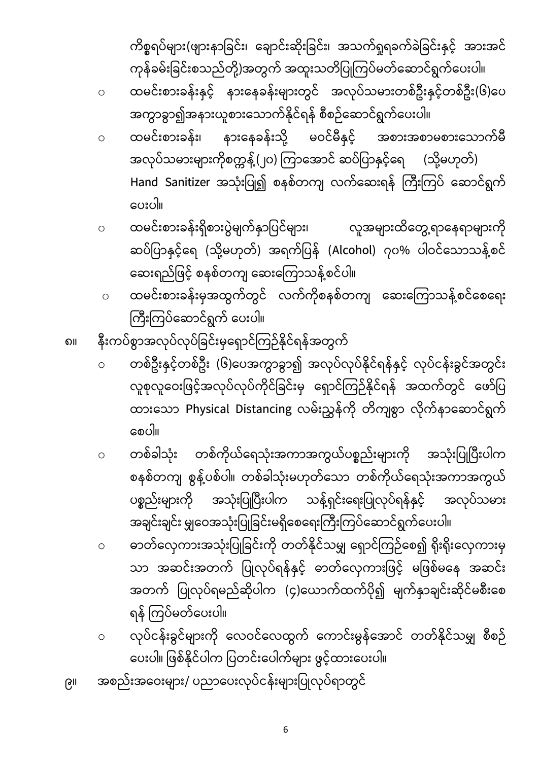ကိစ္စရပ်များ(ဖျားနာခြင်း၊ ချောင်းဆိုးခြင်း၊ အသက်ရှူရခက်ခဲခြင်းနှင့် အားအင်ကုန်ခမ်းခြင်းစသည်တို့)အတွက် အထူးသတိပြုကြပ်မတ်ဆောင်ရွက်ပေးပါ။

- ထမင်းစားခန်းနှင့် နားနေခန်းများတွင် အလုပ်သမားတစ်ဦးနှင့်တစ်ဦး(၆)ပေ အကွာခွာ၍အနားယူစားသောက်နိုင်ရန် စီစဉ်ဆောင်ရွက်ပေးပါ။
- ထမင်းစားခန်း၊ နားနေခန်းသို့ မဝင်မီနှင့် အစားအစာမစားသောက်မီ အလုပ်သမားများကိုစက္ကန့်(၂၀) ကြာအောင် ဆပ်ပြာနှင့်ရေ (သို့မဟုတ်) Hand Sanitizer အသုံးပြု၍ စနစ်တကျ လက်ဆေးရန် ကြီးကြပ် ဆောင်ရွက်ပေးပါ။
- ထမင်းစားခန်းရှိစားပွဲမျက်နှာပြင်များ၊ လူအများထိတွေ့ရာနေရာများကို ဆပ်ပြာနှင့်ရေ (သို့မဟုတ်) အရက်ပြန် (Alcohol) ၇၀% ပါဝင်သောသန့်စင်ဆေးရည်ဖြင့် စနစ်တကျ ဆေးကြောသန့်စင်ပါ။
- ထမင်းစားခန်းမှအထွက်တွင် လက်ကိုစနစ်တကျ ဆေးကြောသန့်စင်စေရေး ကြီးကြပ်ဆောင်ရွက် ပေးပါ။

၈။ နီးကပ်စွာအလုပ်လုပ်ခြင်းမှရှောင်ကြဉ်နိုင်ရန်အတွက်

- တစ်ဦးနှင့်တစ်ဦး (၆)ပေအကွာခွာ၍ အလုပ်လုပ်နိုင်ရန်နှင့် လုပ်ငန်းခွင်အတွင်း လူစုလူဝေးဖြင့်အလုပ်လုပ်ကိုင်ခြင်းမှ ရှောင်ကြဉ်နိုင်ရန် အထက်တွင် ဖော်ပြထားသော Physical Distancing လမ်းညွှန်ကို တိကျစွာ လိုက်နာဆောင်ရွက်စေပါ။
- တစ်ခါသုံး တစ်ကိုယ်ရေသုံးအကာအကွယ်ပစ္စည်းများကို အသုံးပြုပြီးပါက စနစ်တကျ စွန့်ပစ်ပါ။ တစ်ခါသုံးမဟုတ်သော တစ်ကိုယ်ရေသုံးအကာအကွယ်ပစ္စည်းများကို အသုံးပြုပြီးပါက သန့်ရှင်းရေးပြုလုပ်ရန်နှင့် အလုပ်သမားအချင်းချင်း မျှဝေအသုံးပြုခြင်းမရှိစေရေးကြီးကြပ်ဆောင်ရွက်ပေးပါ။
- ဓာတ်လှေကားအသုံးပြုခြင်းကို တတ်နိုင်သမျှ ရှောင်ကြဉ်စေ၍ ရိုးရိုးလှေကားမှသာ အဆင်းအတက် ပြုလုပ်ရန်နှင့် ဓာတ်လှေကားဖြင့် မဖြစ်မနေ အဆင်းအတက် ပြုလုပ်ရမည်ဆိုပါက (၄)ယောက်ထက်ပို၍ မျက်နှာချင်းဆိုင်မစီးစေရန် ကြပ်မတ်ပေးပါ။
- လုပ်ငန်းခွင်များကို လေဝင်လေထွက် ကောင်းမွန်အောင် တတ်နိုင်သမျှ စီစဉ်ပေးပါ။ ဖြစ်နိုင်ပါက ပြတင်းပေါက်များ ဖွင့်ထားပေးပါ။

၉။ အစည်းအဝေးများ/ ပညာပေးလုပ်ငန်းများပြုလုပ်ရာတွင်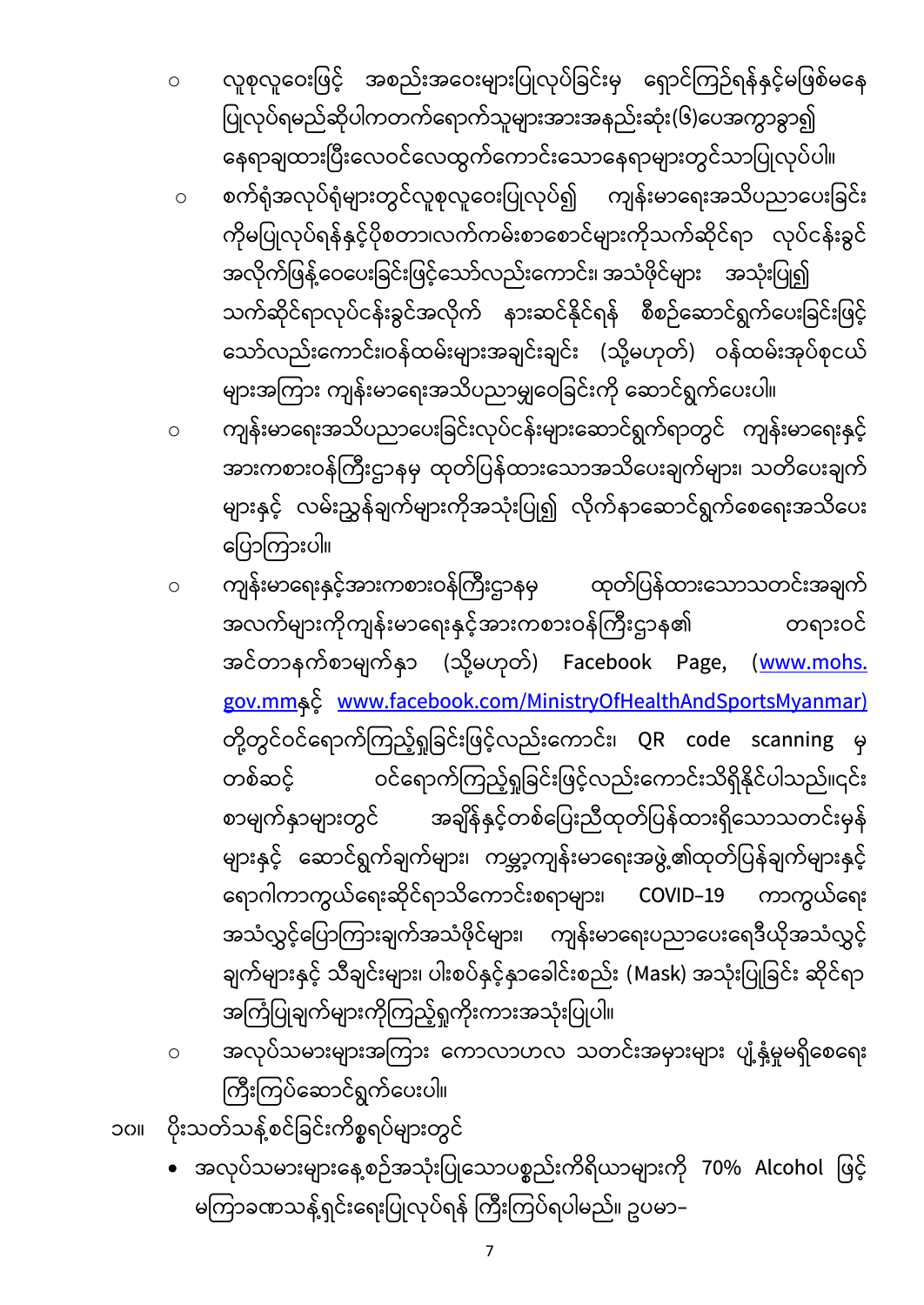- လူစုလူဝေးဖြင့် အစည်းအဝေးများပြုလုပ်ခြင်းမှ ရှောင်ကြဉ်ရန်နှင့်မဖြစ်မနေ ပြုလုပ်ရမည်ဆိုပါကတက်ရောက်သူများအားအနည်းဆုံး(၆)ပေအကွာခွာ၍ နေရာချထားပြီးလေဝင်လေထွက်ကောင်းသောနေရာများတွင်သာပြုလုပ်ပါ။
- စက်ရုံအလုပ်ရုံများတွင်လူစုလူဝေးပြုလုပ်၍ ကျန်းမာရေးအသိပညာပေးခြင်း ကိုမပြုလုပ်ရန်နှင့်ပိုစတာ၊လက်ကမ်းစာစောင်များကိုသက်ဆိုင်ရာ လုပ်ငန်းခွင် အလိုက်ဖြန့်ဝေပေးခြင်းဖြင့်သော်လည်းကောင်း၊ အသံဖိုင်များ အသုံးပြု၍ သက်ဆိုင်ရာလုပ်ငန်းခွင်အလိုက် နားဆင်နိုင်ရန် စီစဉ်ဆောင်ရွက်ပေးခြင်းဖြင့် သော်လည်းကောင်း၊ဝန်ထမ်းများအချင်းချင်း (သို့မဟုတ်) ဝန်ထမ်းအုပ်စုငယ် များအကြား ကျန်းမာရေးအသိပညာမျှဝေခြင်းကို ဆောင်ရွက်ပေးပါ။
- ကျန်းမာရေးအသိပညာပေးခြင်းလုပ်ငန်းများဆောင်ရွက်ရာတွင် ကျန်းမာရေးနှင့် အားကစားဝန်ကြီးဌာနမှ ထုတ်ပြန်ထားသောအသိပေးချက်များ၊ သတိပေးချက် များနှင့် လမ်းညွှန်ချက်များကိုအသုံးပြု၍ လိုက်နာဆောင်ရွက်စေရေးအသိပေး ပြောကြားပါ။
- ကျန်းမာရေးနှင့်အားကစားဝန်ကြီးဌာနမှ ထုတ်ပြန်ထားသောသတင်းအချက် အလက်များကိုကျန်းမာရေးနှင့်အားကစားဝန်ကြီးဌာန၏ တရားဝင် အင်တာနက်စာမျက်နှာ (သို့မဟုတ်) Facebook Page, (www.mohs.gov.mmနှင့် www.facebook.com/MinistryOfHealthAndSportsMyanmar) တို့တွင်ဝင်ရောက်ကြည့်ရှုခြင်းဖြင့်လည်းကောင်း၊ QR code scanning မှ တစ်ဆင့် ဝင်ရောက်ကြည့်ရှုခြင်းဖြင့်လည်းကောင်းသိရှိနိုင်ပါသည်။၎င်း စာမျက်နှာများတွင် အချိန်နှင့်တစ်ပြေးညီထုတ်ပြန်ထားရှိသောသတင်းမှန် များနှင့် ဆောင်ရွက်ချက်များ၊ ကမ္ဘာ့ကျန်းမာရေးအဖွဲ့၏ထုတ်ပြန်ချက်များနှင့် ရောဂါကာကွယ်ရေးဆိုင်ရာသိကောင်းစရာများ၊ COVID-19 ကာကွယ်ရေး အသံလွှင့်ပြောကြားချက်အသံဖိုင်များ၊ ကျန်းမာရေးပညာပေးရေဒီယိုအသံလွှင့် ချက်များနှင့် သီချင်းများ၊ ပါးစပ်နှင့်နှာခေါင်းစည်း (Mask) အသုံးပြုခြင်း ဆိုင်ရာ အကြံပြုချက်များကိုကြည့်ရှုကိုးကားအသုံးပြုပါ။
- အလုပ်သမားများအကြား ကောလာဟလ သတင်းအမှားများ ပျံ့နှံ့မှုမရှိစေရေး ကြိုးကြပ်ဆောင်ရွက်ပေးပါ။

၁၀။ ပိုးသတ်သန့်စင်ခြင်းကိစ္စရပ်များတွင်

- အလုပ်သမားများနေ့စဉ်အသုံးပြုသောပစ္စည်းကိရိယာများကို 70% Alcohol ဖြင့် မကြာခဏသန့်ရှင်းရေးပြုလုပ်ရန် ကြီးကြပ်ရပါမည်။ ဥပမာ–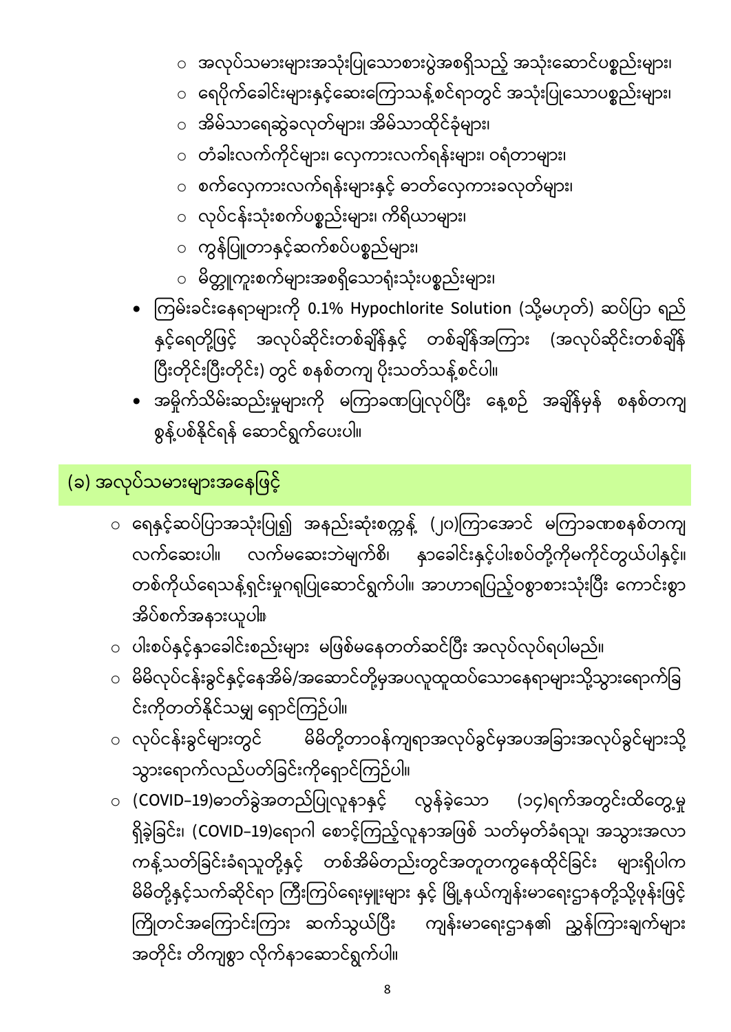- အလုပ်သမားများအသုံးပြုသောစားပွဲအစရှိသည့် အသုံးဆောင်ပစ္စည်းများ၊
- ရေပိုက်ခေါင်းများနှင့်ဆေးကြောသန့်စင်ရာတွင် အသုံးပြုသောပစ္စည်းများ၊
- အိမ်သာရေဆွဲခလုတ်များ၊ အိမ်သာထိုင်ခုံများ၊
- တံခါးလက်ကိုင်များ၊ လှေကားလက်ရန်းများ၊ ဝရံတာများ၊
- စက်လှေကားလက်ရန်းများနှင့် ဓာတ်လှေကားခလုတ်များ၊
- လုပ်ငန်းသုံးစက်ပစ္စည်းများ၊ ကိရိယာများ၊
- ကွန်ပြူတာနှင့်ဆက်စပ်ပစ္စည်းများ၊
- မိတ္တူကူးစက်များအစရှိသောရုံးသုံးပစ္စည်းများ၊

- ကြမ်းခင်းနေရာများကို 0.1% Hypochlorite Solution (သို့မဟုတ်) ဆပ်ပြာ ရည်နှင့်ရေတို့ဖြင့် အလုပ်ဆိုင်းတစ်ချိန်နှင့် တစ်ချိန်အကြား (အလုပ်ဆိုင်းတစ်ချိန်ပြီးတိုင်းပြီးတိုင်း) တွင် စနစ်တကျ ပိုးသတ်သန့်စင်ပါ။
- အမှိုက်သိမ်းဆည်းမှုများကို မကြာခဏပြုလုပ်ပြီး နေ့စဉ် အချိန်မှန် စနစ်တကျ စွန့်ပစ်နိုင်ရန် ဆောင်ရွက်ပေးပါ။

## (ခ) အလုပ်သမားများအနေဖြင့်

- ရေနှင့်ဆပ်ပြာအသုံးပြု၍ အနည်းဆုံးစက္ကန့် (၂၀)ကြာအောင် မကြာခဏစနစ်တကျလက်ဆေးပါ။ လက်မဆေးဘဲမျက်စိ၊ နှာခေါင်းနှင့်ပါးစပ်တို့ကိုမကိုင်တွယ်ပါနှင့်။ တစ်ကိုယ်ရေသန့်ရှင်းမှုဂရုပြုဆောင်ရွက်ပါ။ အာဟာရပြည့်ဝစွာစားသုံးပြီး ကောင်းစွာအိပ်စက်အနားယူပါ။
- ပါးစပ်နှင့်နှာခေါင်းစည်းများ မဖြစ်မနေတတ်ဆင်ပြီး အလုပ်လုပ်ရပါမည်။
- မိမိလုပ်ငန်းခွင်နှင့်နေအိမ်/အဆောင်တို့မှအပလူထူထပ်သောနေရာများသို့သွားရောက်ခြင်းကိုတတ်နိုင်သမျှ ရှောင်ကြဉ်ပါ။
- လုပ်ငန်းခွင်များတွင် မိမိတို့တာဝန်ကျရာအလုပ်ခွင်မှအပအခြားအလုပ်ခွင်များသို့ သွားရောက်လည်ပတ်ခြင်းကိုရှောင်ကြဉ်ပါ။
- (COVID-19)ဓာတ်ခွဲအတည်ပြုလူနာနှင့် လွန်ခဲ့သော (၁၄)ရက်အတွင်းထိတွေ့မှုရှိခဲ့ခြင်း၊ (COVID-19)ရောဂါ စောင့်ကြည့်လူနာအဖြစ် သတ်မှတ်ခံရသူ၊ အသွားအလာကန့်သတ်ခြင်းခံရသူတို့နှင့် တစ်အိမ်တည်းတွင်အတူတကွနေထိုင်ခြင်း များရှိပါက မိမိတို့နှင့်သက်ဆိုင်ရာ ကြီးကြပ်ရေးမှူးများ နှင့် မြို့နယ်ကျန်းမာရေးဌာနတို့သို့ဖုန်းဖြင့်ကြိုတင်အကြောင်းကြား ဆက်သွယ်ပြီး ကျန်းမာရေးဌာန၏ ညွှန်ကြားချက်များအတိုင်း တိကျစွာ လိုက်နာဆောင်ရွက်ပါ။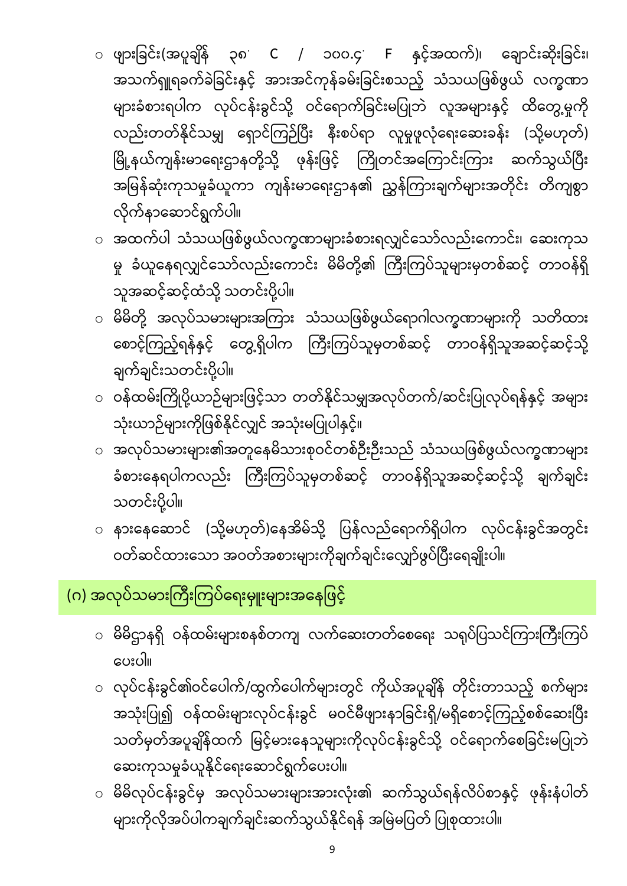- ဖျားခြင်း(အပူချိန် ၃၈˚ C / ၁၀၀.၄˚ F နှင့်အထက်)၊ ချောင်းဆိုးခြင်း၊ အသက်ရှူရခက်ခဲခြင်းနှင့် အားအင်ကုန်ခမ်းခြင်းစသည့် သံသယဖြစ်ဖွယ် လက္ခဏာများခံစားရပါက လုပ်ငန်းခွင်သို့ ဝင်ရောက်ခြင်းမပြုဘဲ လူအများနှင့် ထိတွေ့မှုကိုလည်းတတ်နိုင်သမျှ ရှောင်ကြဉ်ပြီး နီးစပ်ရာ လူမှုဖူလုံရေးဆေးခန်း (သို့မဟုတ်) မြို့နယ်ကျန်းမာရေးဌာနတို့သို့ ဖုန်းဖြင့် ကြိုတင်အကြောင်းကြား ဆက်သွယ်ပြီး အမြန်ဆုံးကုသမှုခံယူကာ ကျန်းမာရေးဌာန၏ ညွှန်ကြားချက်များအတိုင်း တိကျစွာ လိုက်နာဆောင်ရွက်ပါ။
- အထက်ပါ သံသယဖြစ်ဖွယ်လက္ခဏာများခံစားရလျှင်သော်လည်းကောင်း၊ ဆေးကုသမှု ခံယူနေရလျှင်သော်လည်းကောင်း မိမိတို့၏ ကြီးကြပ်သူများမှတစ်ဆင့် တာဝန်ရှိသူအဆင့်ဆင့်ထံသို့ သတင်းပို့ပါ။
- မိမိတို့ အလုပ်သမားများအကြား သံသယဖြစ်ဖွယ်ရောဂါလက္ခဏာများကို သတိထားစောင့်ကြည့်ရန်နှင့် တွေ့ရှိပါက ကြီးကြပ်သူမှတစ်ဆင့် တာဝန်ရှိသူအဆင့်ဆင့်သို့ ချက်ချင်းသတင်းပို့ပါ။
- ဝန်ထမ်းကြိုပို့ယာဉ်များဖြင့်သာ တတ်နိုင်သမျှအလုပ်တက်/ဆင်းပြုလုပ်ရန်နှင့် အများသုံးယာဉ်များကိုဖြစ်နိုင်လျှင် အသုံးမပြုပါနှင့်။
- အလုပ်သမားများ၏အတူနေမိသားစုဝင်တစ်ဦးဦးသည် သံသယဖြစ်ဖွယ်လက္ခဏာများခံစားနေရပါကလည်း ကြီးကြပ်သူမှတစ်ဆင့် တာဝန်ရှိသူအဆင့်ဆင့်သို့ ချက်ချင်းသတင်းပို့ပါ။
- နားနေဆောင် (သို့မဟုတ်)နေအိမ်သို့ ပြန်လည်ရောက်ရှိပါက လုပ်ငန်းခွင်အတွင်း ဝတ်ဆင်ထားသော အဝတ်အစားများကိုချက်ချင်းလျှော်ဖွပ်ပြီးရေချိုးပါ။

## (ဂ) အလုပ်သမားကြီးကြပ်ရေးမှူးများအနေဖြင့်

- မိမိဌာနရှိ ဝန်ထမ်းများစနစ်တကျ လက်ဆေးတတ်စေရေး သရုပ်ပြသင်ကြားကြီးကြပ်ပေးပါ။
- လုပ်ငန်းခွင်၏ဝင်ပေါက်/ထွက်ပေါက်များတွင် ကိုယ်အပူချိန် တိုင်းတာသည့် စက်များအသုံးပြု၍ ဝန်ထမ်းများလုပ်ငန်းခွင် မဝင်မီဖျားနာခြင်းရှိ/မရှိစောင့်ကြည့်စစ်ဆေးပြီး သတ်မှတ်အပူချိန်ထက် မြင့်မားနေသူများကိုလုပ်ငန်းခွင်သို့ ဝင်ရောက်စေခြင်းမပြုဘဲ ဆေးကုသမှုခံယူနိုင်ရေးဆောင်ရွက်ပေးပါ။
- မိမိလုပ်ငန်းခွင်မှ အလုပ်သမားများအားလုံး၏ ဆက်သွယ်ရန်လိပ်စာနှင့် ဖုန်းနံပါတ်များကိုလိုအပ်ပါကချက်ချင်းဆက်သွယ်နိုင်ရန် အမြဲမပြတ် ပြုစုထားပါ။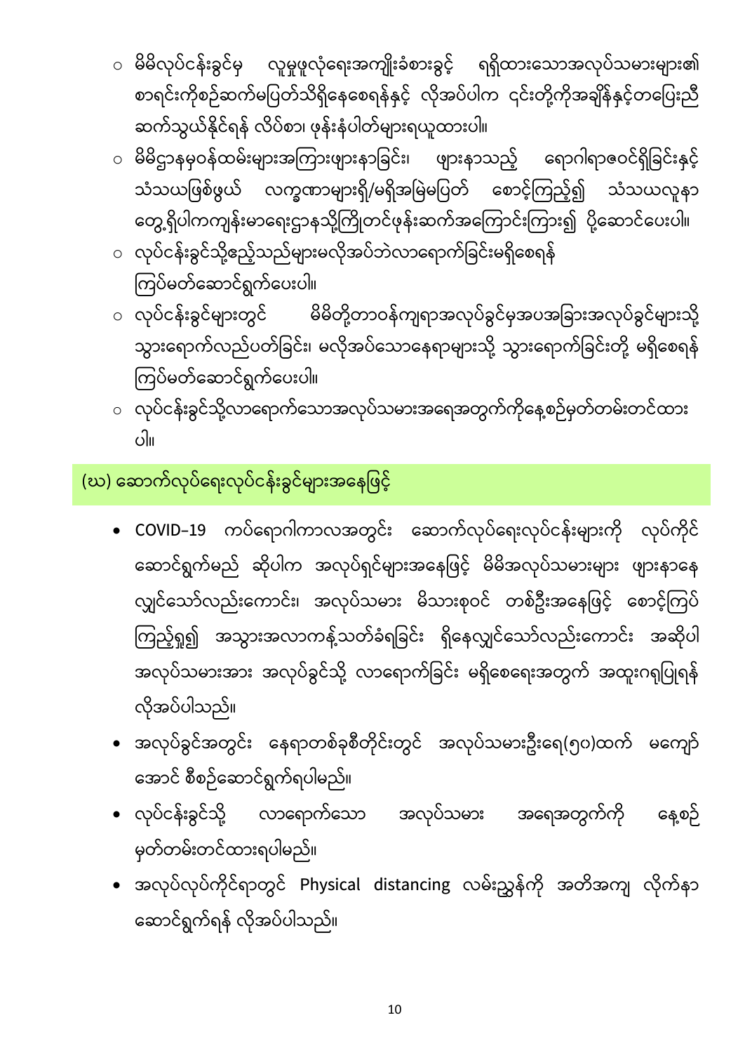- မိမိလုပ်ငန်းခွင်မှ လူမှုဖူလုံရေးအကျိုးခံစားခွင့် ရရှိထားသောအလုပ်သမားများ၏ စာရင်းကိုစဉ်ဆက်မပြတ်သိရှိနေစေရန်နှင့် လိုအပ်ပါက ၎င်းတို့ကိုအချိန်နှင့်တပြေးညီ ဆက်သွယ်နိုင်ရန် လိပ်စာ၊ ဖုန်းနံပါတ်များရယူထားပါ။
- မိမိဌာနမှဝန်ထမ်းများအကြားဖျားနာခြင်း၊ ဖျားနာသည့် ရောဂါရာဇဝင်ရှိခြင်းနှင့် သံသယဖြစ်ဖွယ် လက္ခဏာများရှိ/မရှိအမြဲမပြတ် စောင့်ကြည့်၍ သံသယလူနာ တွေ့ရှိပါကကျန်းမာရေးဌာနသို့ကြိုတင်ဖုန်းဆက်အကြောင်းကြား၍ ပို့ဆောင်ပေးပါ။
- လုပ်ငန်းခွင်သို့ဧည့်သည်များမလိုအပ်ဘဲလာရောက်ခြင်းမရှိစေရန် ကြပ်မတ်ဆောင်ရွက်ပေးပါ။
- လုပ်ငန်းခွင်များတွင် မိမိတို့တာဝန်ကျရာအလုပ်ခွင်မှအပအခြားအလုပ်ခွင်များသို့ သွားရောက်လည်ပတ်ခြင်း၊ မလိုအပ်သောနေရာများသို့ သွားရောက်ခြင်းတို့ မရှိစေရန် ကြပ်မတ်ဆောင်ရွက်ပေးပါ။
- လုပ်ငန်းခွင်သို့လာရောက်သောအလုပ်သမားအရေအတွက်ကိုနေ့စဉ်မှတ်တမ်းတင်ထား ပါ။

## (ဃ) ဆောက်လုပ်ရေးလုပ်ငန်းခွင်များအနေဖြင့်

- COVID-19 ကပ်ရောဂါကာလအတွင်း ဆောက်လုပ်ရေးလုပ်ငန်းများကို လုပ်ကိုင် ဆောင်ရွက်မည် ဆိုပါက အလုပ်ရှင်များအနေဖြင့် မိမိအလုပ်သမားများ ဖျားနာနေ လျှင်သော်လည်းကောင်း၊ အလုပ်သမား မိသားစုဝင် တစ်ဦးအနေဖြင့် စောင့်ကြပ် ကြည့်ရှု၍ အသွားအလာကန့်သတ်ခံရခြင်း ရှိနေလျှင်သော်လည်းကောင်း အဆိုပါ အလုပ်သမားအား အလုပ်ခွင်သို့ လာရောက်ခြင်း မရှိစေရေးအတွက် အထူးဂရုပြုရန် လိုအပ်ပါသည်။
- အလုပ်ခွင်အတွင်း နေရာတစ်ခုစီတိုင်းတွင် အလုပ်သမားဦးရေ(၅၀)ထက် မကျော် အောင် စီစဉ်ဆောင်ရွက်ရပါမည်။
- လုပ်ငန်းခွင်သို့ လာရောက်သော အလုပ်သမား အရေအတွက်ကို နေ့စဉ် မှတ်တမ်းတင်ထားရပါမည်။
- အလုပ်လုပ်ကိုင်ရာတွင် Physical distancing လမ်းညွှန်ကို အတိအကျ လိုက်နာ ဆောင်ရွက်ရန် လိုအပ်ပါသည်။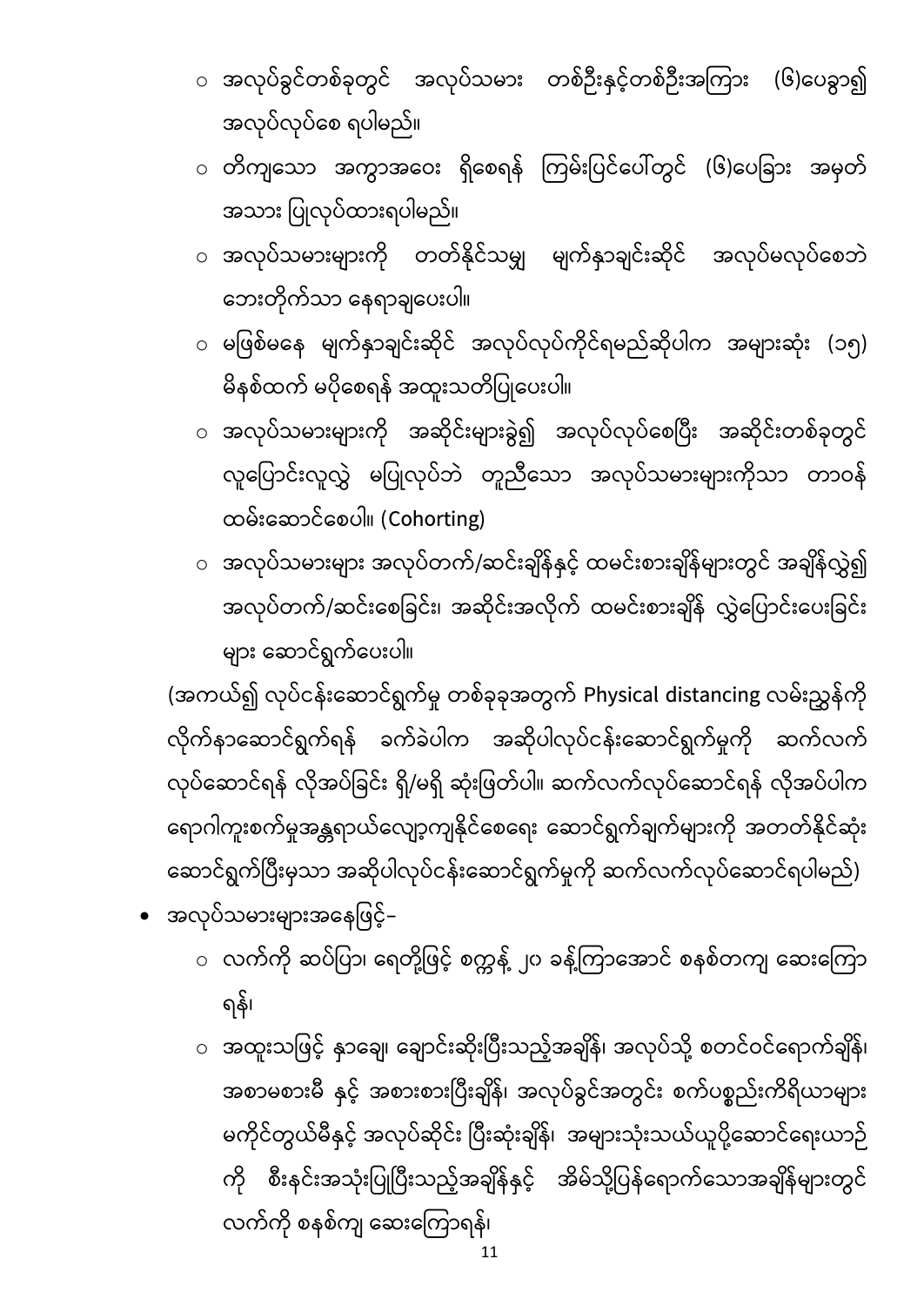- အလုပ်ခွင်တစ်ခုတွင် အလုပ်သမား တစ်ဦးနှင့်တစ်ဦးအကြား (၆)ပေခွာ၍ အလုပ်လုပ်စေ ရပါမည်။
  - တိကျသော အကွာအဝေး ရှိစေရန် ကြမ်းပြင်ပေါ်တွင် (၆)ပေခြား အမှတ်အသား ပြုလုပ်ထားရပါမည်။
  - အလုပ်သမားများကို တတ်နိုင်သမျှ မျက်နှာချင်းဆိုင် အလုပ်မလုပ်စေဘဲ ဘေးတိုက်သာ နေရာချပေးပါ။
  - မဖြစ်မနေ မျက်နှာချင်းဆိုင် အလုပ်လုပ်ကိုင်ရမည်ဆိုပါက အများဆုံး (၁၅) မိနစ်ထက် မပိုစေရန် အထူးသတိပြုပေးပါ။
  - အလုပ်သမားများကို အဆိုင်းများခွဲ၍ အလုပ်လုပ်စေပြီး အဆိုင်းတစ်ခုတွင် လူပြောင်းလူလွှဲ မပြုလုပ်ဘဲ တူညီသော အလုပ်သမားများကိုသာ တာဝန်ထမ်းဆောင်စေပါ။ (Cohorting)
  - အလုပ်သမားများ အလုပ်တက်/ဆင်းချိန်နှင့် ထမင်းစားချိန်များတွင် အချိန်လွှဲ၍ အလုပ်တက်/ဆင်းစေခြင်း၊ အဆိုင်းအလိုက် ထမင်းစားချိန် လွှဲပြောင်းပေးခြင်း များ ဆောင်ရွက်ပေးပါ။

(အကယ်၍ လုပ်ငန်းဆောင်ရွက်မှု တစ်ခုခုအတွက် Physical distancing လမ်းညွှန်ကို လိုက်နာဆောင်ရွက်ရန် ခက်ခဲပါက အဆိုပါလုပ်ငန်းဆောင်ရွက်မှုကို ဆက်လက်လုပ်ဆောင်ရန် လိုအပ်ခြင်း ရှိ/မရှိ ဆုံးဖြတ်ပါ။ ဆက်လက်လုပ်ဆောင်ရန် လိုအပ်ပါက ရောဂါကူးစက်မှုအန္တရာယ်လျော့ကျနိုင်စေရေး ဆောင်ရွက်ချက်များကို အတတ်နိုင်ဆုံး ဆောင်ရွက်ပြီးမှသာ အဆိုပါလုပ်ငန်းဆောင်ရွက်မှုကို ဆက်လက်လုပ်ဆောင်ရပါမည်)

- အလုပ်သမားများအနေဖြင့်-
  - လက်ကို ဆပ်ပြာ၊ ရေတို့ဖြင့် စက္ကန့် ၂၀ ခန့်ကြာအောင် စနစ်တကျ ဆေးကြောရန်၊
  - အထူးသဖြင့် နှာချေ၊ ချောင်းဆိုးပြီးသည့်အချိန်၊ အလုပ်သို့ စတင်ဝင်ရောက်ချိန်၊ အစာမစားမီ နှင့် အစားစားပြီးချိန်၊ အလုပ်ခွင်အတွင်း စက်ပစ္စည်းကိရိယာများ မကိုင်တွယ်မီနှင့် အလုပ်ဆိုင်း ပြီးဆုံးချိန်၊ အများသုံးသယ်ယူပို့ဆောင်ရေးယာဉ်ကို စီးနင်းအသုံးပြုပြီးသည့်အချိန်နှင့် အိမ်သို့ပြန်ရောက်သောအချိန်များတွင် လက်ကို စနစ်ကျ ဆေးကြောရန်၊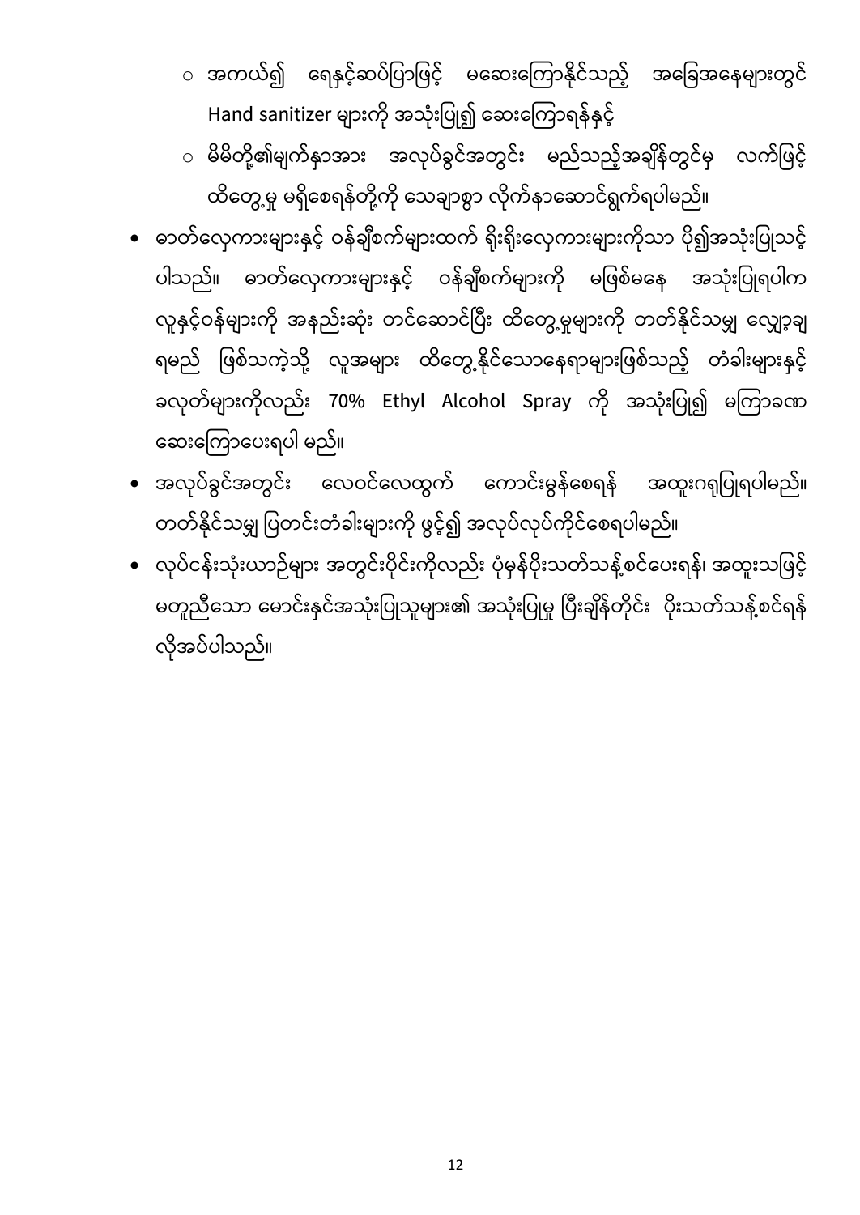- အကယ်၍ ရေနှင့်ဆပ်ပြာဖြင့် မဆေးကြောနိုင်သည့် အခြေအနေများတွင် Hand sanitizer များကို အသုံးပြု၍ ဆေးကြောရန်နှင့်
    - မိမိတို့၏မျက်နှာအား အလုပ်ခွင်အတွင်း မည်သည့်အချိန်တွင်မှ လက်ဖြင့်ထိတွေ့မှု မရှိစေရန်တို့ကို သေချာစွာ လိုက်နာဆောင်ရွက်ရပါမည်။

- ဓာတ်လှေကားများနှင့် ဝန်ချီစက်များထက် ရိုးရိုးလှေကားများကိုသာ ပို၍အသုံးပြုသင့်ပါသည်။ ဓာတ်လှေကားများနှင့် ဝန်ချီစက်များကို မဖြစ်မနေ အသုံးပြုရပါက လူနှင့်ဝန်များကို အနည်းဆုံး တင်ဆောင်ပြီး ထိတွေ့မှုများကို တတ်နိုင်သမျှ လျှော့ချရမည် ဖြစ်သကဲ့သို့ လူအများ ထိတွေ့နိုင်သောနေရာများဖြစ်သည့် တံခါးများနှင့် ခလုတ်များကိုလည်း 70% Ethyl Alcohol Spray ကို အသုံးပြု၍ မကြာခဏ ဆေးကြောပေးရပါ မည်။
- အလုပ်ခွင်အတွင်း လေဝင်လေထွက် ကောင်းမွန်စေရန် အထူးဂရုပြုရပါမည်။ တတ်နိုင်သမျှ ပြတင်းတံခါးများကို ဖွင့်၍ အလုပ်လုပ်ကိုင်စေရပါမည်။
- လုပ်ငန်းသုံးယာဉ်များ အတွင်းပိုင်းကိုလည်း ပုံမှန်ပိုးသတ်သန့်စင်ပေးရန်၊ အထူးသဖြင့် မတူညီသော မောင်းနှင်အသုံးပြုသူများ၏ အသုံးပြုမှု ပြီးချိန်တိုင်း ပိုးသတ်သန့်စင်ရန် လိုအပ်ပါသည်။